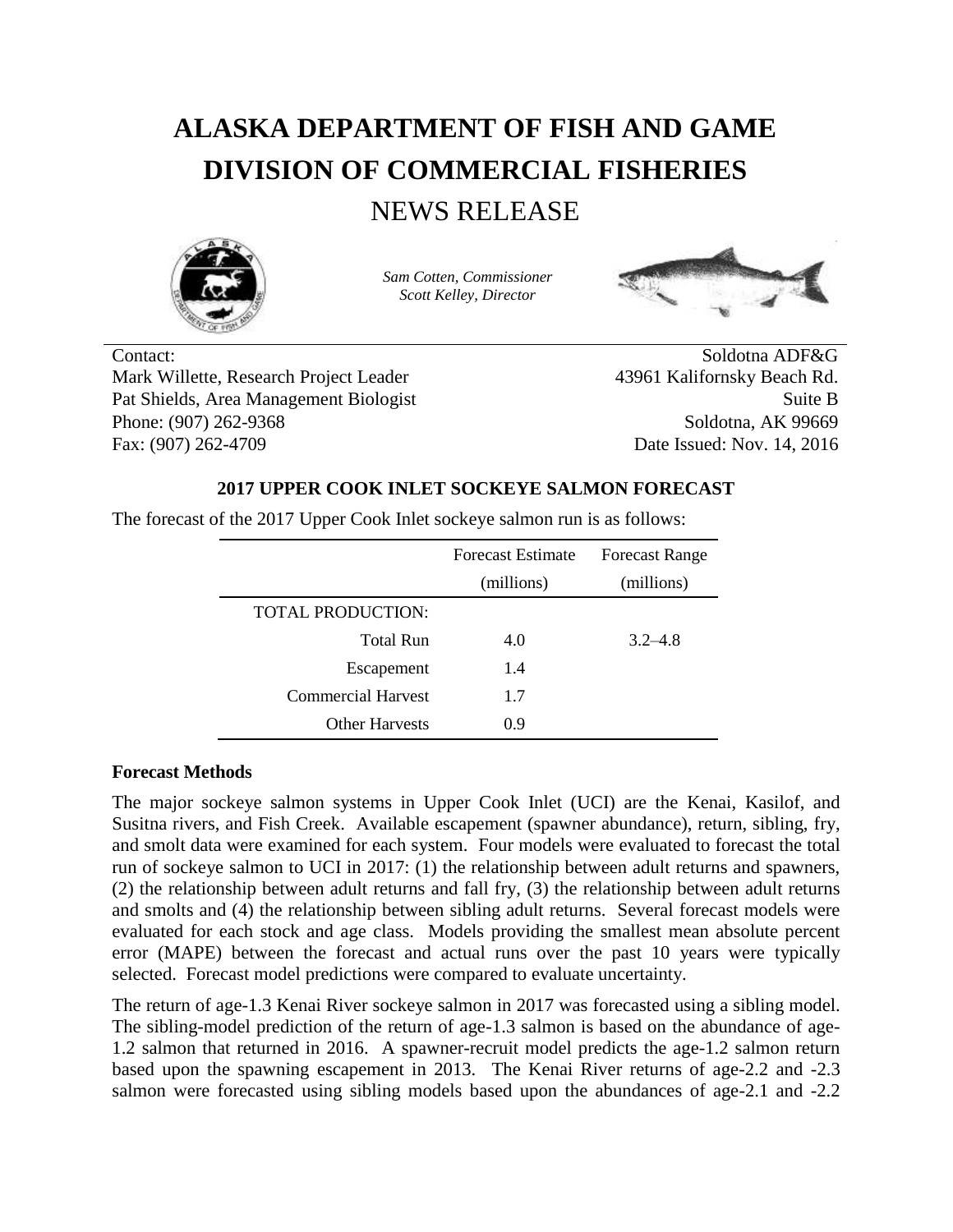# ALASKA DEPARTMENT OF FISH AND GAME

# DIVISION OF COMMERCIAL FISHERIES

## NEWS RELEASE

*Sam Cotten, Commissioner*
*Scott Kelley, Director*

Contact:
Mark Willette, Research Project Leader
Pat Shields, Area Management Biologist
Phone: (907) 262-9368
Fax: (907) 262-4709

Soldotna ADF&G
43961 Kalifornsky Beach Rd.
Suite B
Soldotna, AK 99669
Date Issued: Nov. 14, 2016

### 2017 UPPER COOK INLET SOCKEYE SALMON FORECAST

The forecast of the 2017 Upper Cook Inlet sockeye salmon run is as follows:

| | Forecast Estimate (millions) | Forecast Range (millions) |
|---|---|---|
| TOTAL PRODUCTION: | | |
| Total Run | 4.0 | 3.2–4.8 |
| Escapement | 1.4 | |
| Commercial Harvest | 1.7 | |
| Other Harvests | 0.9 | |

**Forecast Methods**

The major sockeye salmon systems in Upper Cook Inlet (UCI) are the Kenai, Kasilof, and Susitna rivers, and Fish Creek. Available escapement (spawner abundance), return, sibling, fry, and smolt data were examined for each system. Four models were evaluated to forecast the total run of sockeye salmon to UCI in 2017: (1) the relationship between adult returns and spawners, (2) the relationship between adult returns and fall fry, (3) the relationship between adult returns and smolts and (4) the relationship between sibling adult returns. Several forecast models were evaluated for each stock and age class. Models providing the smallest mean absolute percent error (MAPE) between the forecast and actual runs over the past 10 years were typically selected. Forecast model predictions were compared to evaluate uncertainty.

The return of age-1.3 Kenai River sockeye salmon in 2017 was forecasted using a sibling model. The sibling-model prediction of the return of age-1.3 salmon is based on the abundance of age-1.2 salmon that returned in 2016. A spawner-recruit model predicts the age-1.2 salmon return based upon the spawning escapement in 2013. The Kenai River returns of age-2.2 and -2.3 salmon were forecasted using sibling models based upon the abundances of age-2.1 and -2.2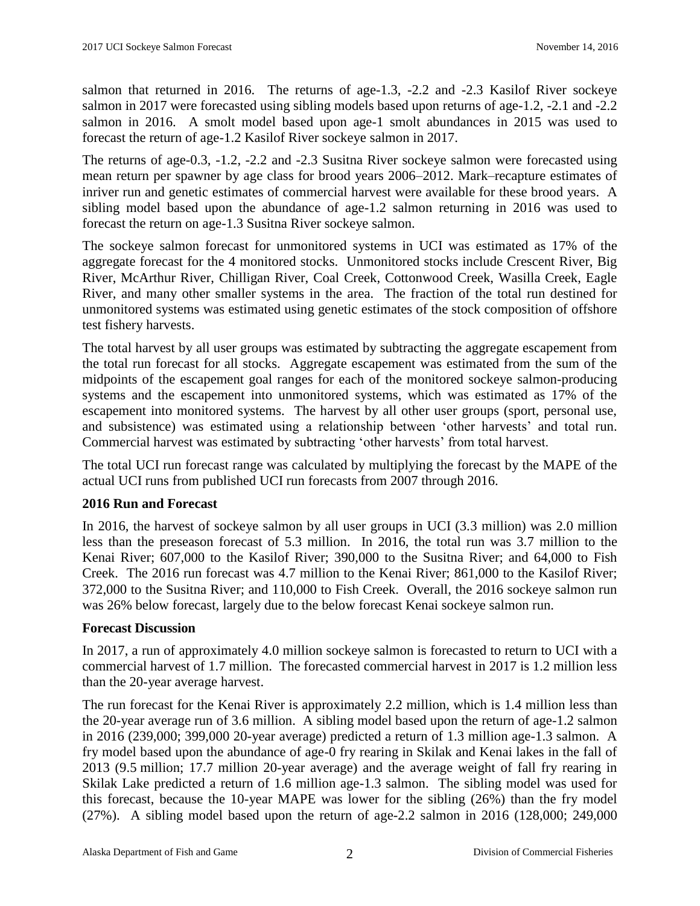salmon that returned in 2016. The returns of age-1.3, -2.2 and -2.3 Kasilof River sockeye salmon in 2017 were forecasted using sibling models based upon returns of age-1.2, -2.1 and -2.2 salmon in 2016. A smolt model based upon age-1 smolt abundances in 2015 was used to forecast the return of age-1.2 Kasilof River sockeye salmon in 2017.

The returns of age-0.3, -1.2, -2.2 and -2.3 Susitna River sockeye salmon were forecasted using mean return per spawner by age class for brood years 2006–2012. Mark–recapture estimates of inriver run and genetic estimates of commercial harvest were available for these brood years. A sibling model based upon the abundance of age-1.2 salmon returning in 2016 was used to forecast the return on age-1.3 Susitna River sockeye salmon.

The sockeye salmon forecast for unmonitored systems in UCI was estimated as 17% of the aggregate forecast for the 4 monitored stocks. Unmonitored stocks include Crescent River, Big River, McArthur River, Chilligan River, Coal Creek, Cottonwood Creek, Wasilla Creek, Eagle River, and many other smaller systems in the area. The fraction of the total run destined for unmonitored systems was estimated using genetic estimates of the stock composition of offshore test fishery harvests.

The total harvest by all user groups was estimated by subtracting the aggregate escapement from the total run forecast for all stocks. Aggregate escapement was estimated from the sum of the midpoints of the escapement goal ranges for each of the monitored sockeye salmon-producing systems and the escapement into unmonitored systems, which was estimated as 17% of the escapement into monitored systems. The harvest by all other user groups (sport, personal use, and subsistence) was estimated using a relationship between 'other harvests' and total run. Commercial harvest was estimated by subtracting 'other harvests' from total harvest.

The total UCI run forecast range was calculated by multiplying the forecast by the MAPE of the actual UCI runs from published UCI run forecasts from 2007 through 2016.

**2016 Run and Forecast**

In 2016, the harvest of sockeye salmon by all user groups in UCI (3.3 million) was 2.0 million less than the preseason forecast of 5.3 million. In 2016, the total run was 3.7 million to the Kenai River; 607,000 to the Kasilof River; 390,000 to the Susitna River; and 64,000 to Fish Creek. The 2016 run forecast was 4.7 million to the Kenai River; 861,000 to the Kasilof River; 372,000 to the Susitna River; and 110,000 to Fish Creek. Overall, the 2016 sockeye salmon run was 26% below forecast, largely due to the below forecast Kenai sockeye salmon run.

**Forecast Discussion**

In 2017, a run of approximately 4.0 million sockeye salmon is forecasted to return to UCI with a commercial harvest of 1.7 million. The forecasted commercial harvest in 2017 is 1.2 million less than the 20-year average harvest.

The run forecast for the Kenai River is approximately 2.2 million, which is 1.4 million less than the 20-year average run of 3.6 million. A sibling model based upon the return of age-1.2 salmon in 2016 (239,000; 399,000 20-year average) predicted a return of 1.3 million age-1.3 salmon. A fry model based upon the abundance of age-0 fry rearing in Skilak and Kenai lakes in the fall of 2013 (9.5 million; 17.7 million 20-year average) and the average weight of fall fry rearing in Skilak Lake predicted a return of 1.6 million age-1.3 salmon. The sibling model was used for this forecast, because the 10-year MAPE was lower for the sibling (26%) than the fry model (27%). A sibling model based upon the return of age-2.2 salmon in 2016 (128,000; 249,000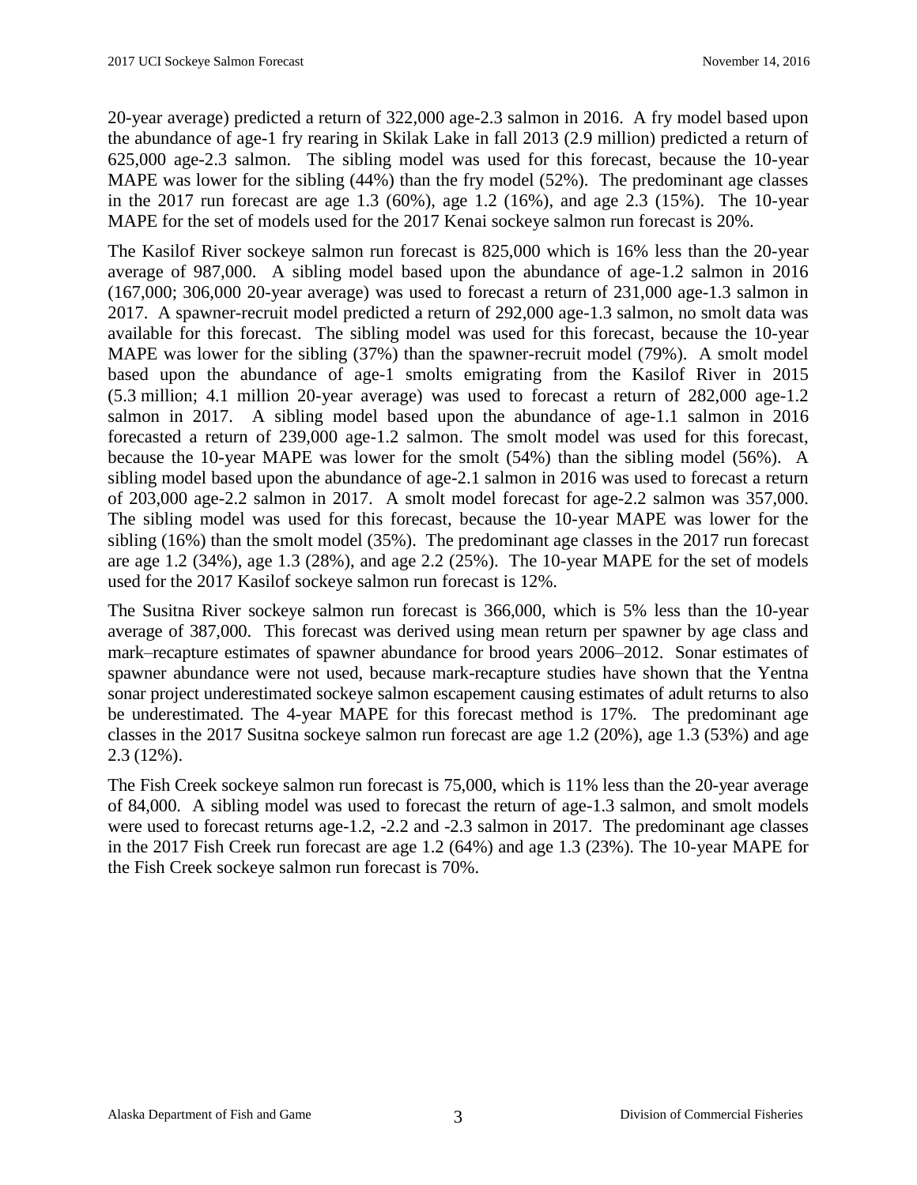20-year average) predicted a return of 322,000 age-2.3 salmon in 2016. A fry model based upon the abundance of age-1 fry rearing in Skilak Lake in fall 2013 (2.9 million) predicted a return of 625,000 age-2.3 salmon. The sibling model was used for this forecast, because the 10-year MAPE was lower for the sibling (44%) than the fry model (52%). The predominant age classes in the 2017 run forecast are age 1.3 (60%), age 1.2 (16%), and age 2.3 (15%). The 10-year MAPE for the set of models used for the 2017 Kenai sockeye salmon run forecast is 20%.

The Kasilof River sockeye salmon run forecast is 825,000 which is 16% less than the 20-year average of 987,000. A sibling model based upon the abundance of age-1.2 salmon in 2016 (167,000; 306,000 20-year average) was used to forecast a return of 231,000 age-1.3 salmon in 2017. A spawner-recruit model predicted a return of 292,000 age-1.3 salmon, no smolt data was available for this forecast. The sibling model was used for this forecast, because the 10-year MAPE was lower for the sibling (37%) than the spawner-recruit model (79%). A smolt model based upon the abundance of age-1 smolts emigrating from the Kasilof River in 2015 (5.3 million; 4.1 million 20-year average) was used to forecast a return of 282,000 age-1.2 salmon in 2017. A sibling model based upon the abundance of age-1.1 salmon in 2016 forecasted a return of 239,000 age-1.2 salmon. The smolt model was used for this forecast, because the 10-year MAPE was lower for the smolt (54%) than the sibling model (56%). A sibling model based upon the abundance of age-2.1 salmon in 2016 was used to forecast a return of 203,000 age-2.2 salmon in 2017. A smolt model forecast for age-2.2 salmon was 357,000. The sibling model was used for this forecast, because the 10-year MAPE was lower for the sibling (16%) than the smolt model (35%). The predominant age classes in the 2017 run forecast are age 1.2 (34%), age 1.3 (28%), and age 2.2 (25%). The 10-year MAPE for the set of models used for the 2017 Kasilof sockeye salmon run forecast is 12%.

The Susitna River sockeye salmon run forecast is 366,000, which is 5% less than the 10-year average of 387,000. This forecast was derived using mean return per spawner by age class and mark–recapture estimates of spawner abundance for brood years 2006–2012. Sonar estimates of spawner abundance were not used, because mark-recapture studies have shown that the Yentna sonar project underestimated sockeye salmon escapement causing estimates of adult returns to also be underestimated. The 4-year MAPE for this forecast method is 17%. The predominant age classes in the 2017 Susitna sockeye salmon run forecast are age 1.2 (20%), age 1.3 (53%) and age 2.3 (12%).

The Fish Creek sockeye salmon run forecast is 75,000, which is 11% less than the 20-year average of 84,000. A sibling model was used to forecast the return of age-1.3 salmon, and smolt models were used to forecast returns age-1.2, -2.2 and -2.3 salmon in 2017. The predominant age classes in the 2017 Fish Creek run forecast are age 1.2 (64%) and age 1.3 (23%). The 10-year MAPE for the Fish Creek sockeye salmon run forecast is 70%.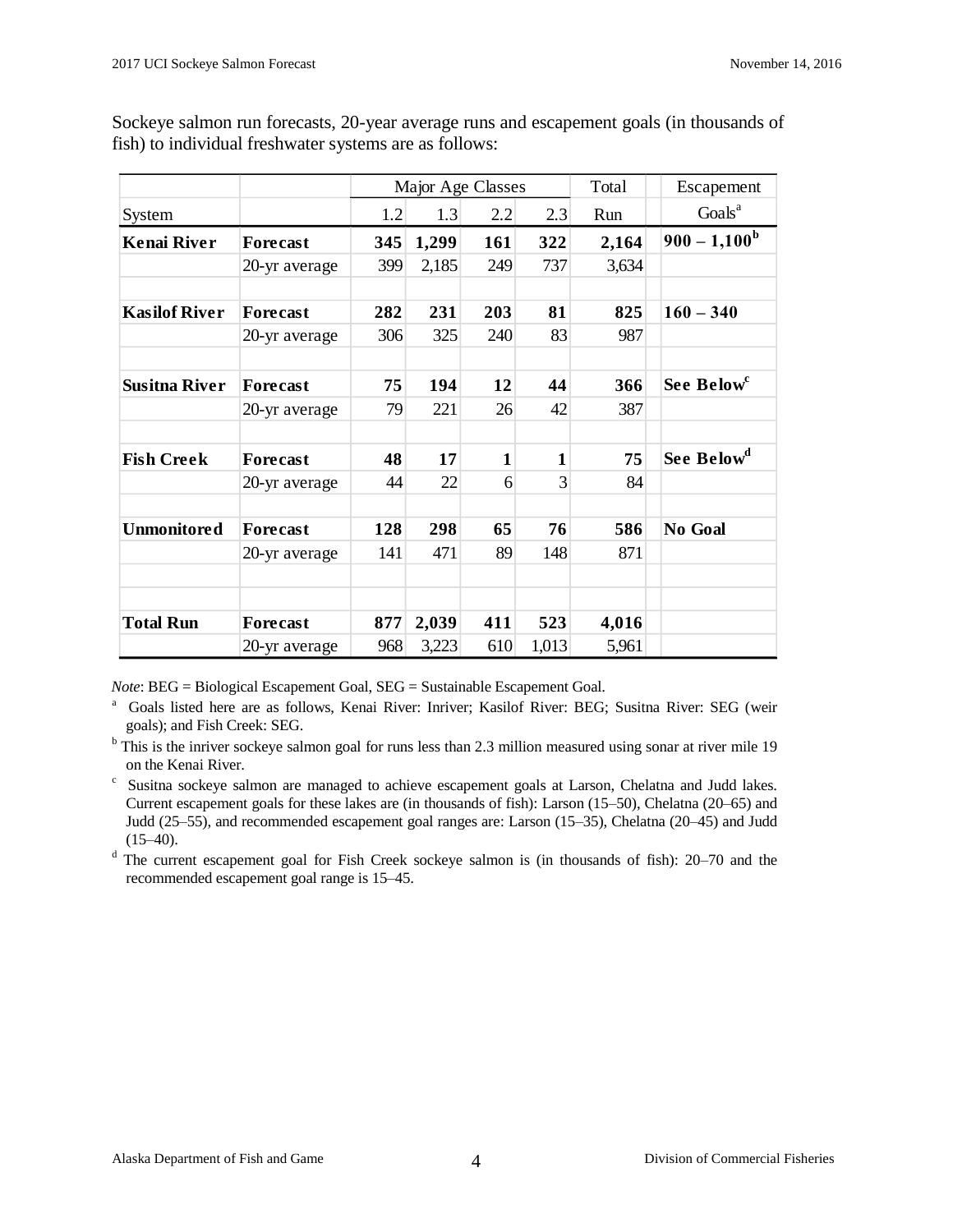Sockeye salmon run forecasts, 20-year average runs and escapement goals (in thousands of fish) to individual freshwater systems are as follows:

| | | Major Age Classes | | | | Total | Escapement |
|---|---|---|---|---|---|---|---|
| System | | 1.2 | 1.3 | 2.2 | 2.3 | Run | Goals[a] |
| **Kenai River** | **Forecast** | **345** | **1,299** | **161** | **322** | **2,164** | **900 – 1,100**[b] |
| | 20-yr average | 399 | 2,185 | 249 | 737 | 3,634 | |
| **Kasilof River** | **Forecast** | **282** | **231** | **203** | **81** | **825** | **160 – 340** |
| | 20-yr average | 306 | 325 | 240 | 83 | 987 | |
| **Susitna River** | **Forecast** | **75** | **194** | **12** | **44** | **366** | **See Below**[c] |
| | 20-yr average | 79 | 221 | 26 | 42 | 387 | |
| **Fish Creek** | **Forecast** | **48** | **17** | **1** | **1** | **75** | **See Below**[d] |
| | 20-yr average | 44 | 22 | 6 | 3 | 84 | |
| **Unmonitored** | **Forecast** | **128** | **298** | **65** | **76** | **586** | **No Goal** |
| | 20-yr average | 141 | 471 | 89 | 148 | 871 | |
| **Total Run** | **Forecast** | **877** | **2,039** | **411** | **523** | **4,016** | |
| | 20-yr average | 968 | 3,223 | 610 | 1,013 | 5,961 | |

*Note*: BEG = Biological Escapement Goal, SEG = Sustainable Escapement Goal.

[a] Goals listed here are as follows, Kenai River: Inriver; Kasilof River: BEG; Susitna River: SEG (weir goals); and Fish Creek: SEG.

[b] This is the inriver sockeye salmon goal for runs less than 2.3 million measured using sonar at river mile 19 on the Kenai River.

[c] Susitna sockeye salmon are managed to achieve escapement goals at Larson, Chelatna and Judd lakes. Current escapement goals for these lakes are (in thousands of fish): Larson (15–50), Chelatna (20–65) and Judd (25–55), and recommended escapement goal ranges are: Larson (15–35), Chelatna (20–45) and Judd (15–40).

[d] The current escapement goal for Fish Creek sockeye salmon is (in thousands of fish): 20–70 and the recommended escapement goal range is 15–45.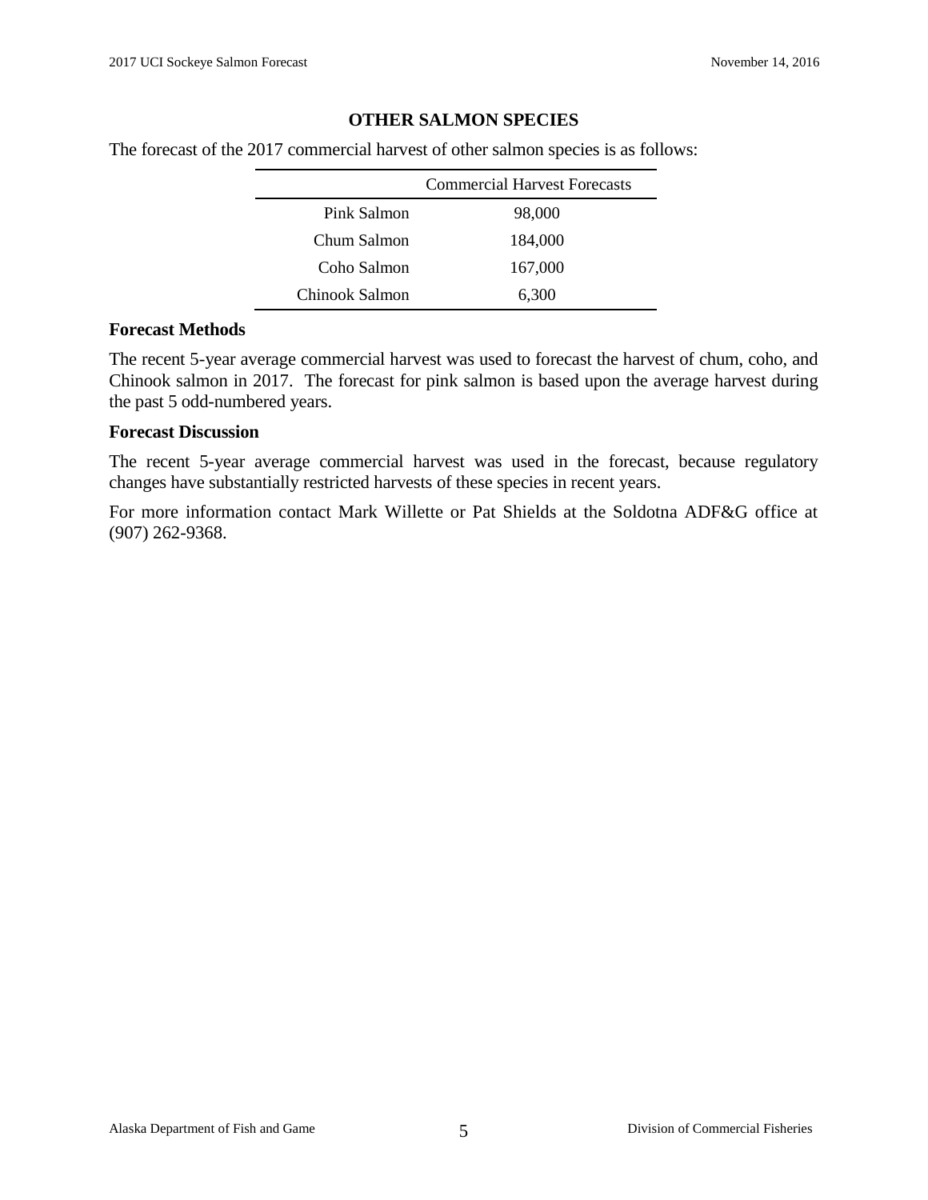## OTHER SALMON SPECIES

The forecast of the 2017 commercial harvest of other salmon species is as follows:

| | Commercial Harvest Forecasts |
|---|---|
| Pink Salmon | 98,000 |
| Chum Salmon | 184,000 |
| Coho Salmon | 167,000 |
| Chinook Salmon | 6,300 |

### Forecast Methods

The recent 5-year average commercial harvest was used to forecast the harvest of chum, coho, and Chinook salmon in 2017. The forecast for pink salmon is based upon the average harvest during the past 5 odd-numbered years.

### Forecast Discussion

The recent 5-year average commercial harvest was used in the forecast, because regulatory changes have substantially restricted harvests of these species in recent years.

For more information contact Mark Willette or Pat Shields at the Soldotna ADF&G office at (907) 262-9368.